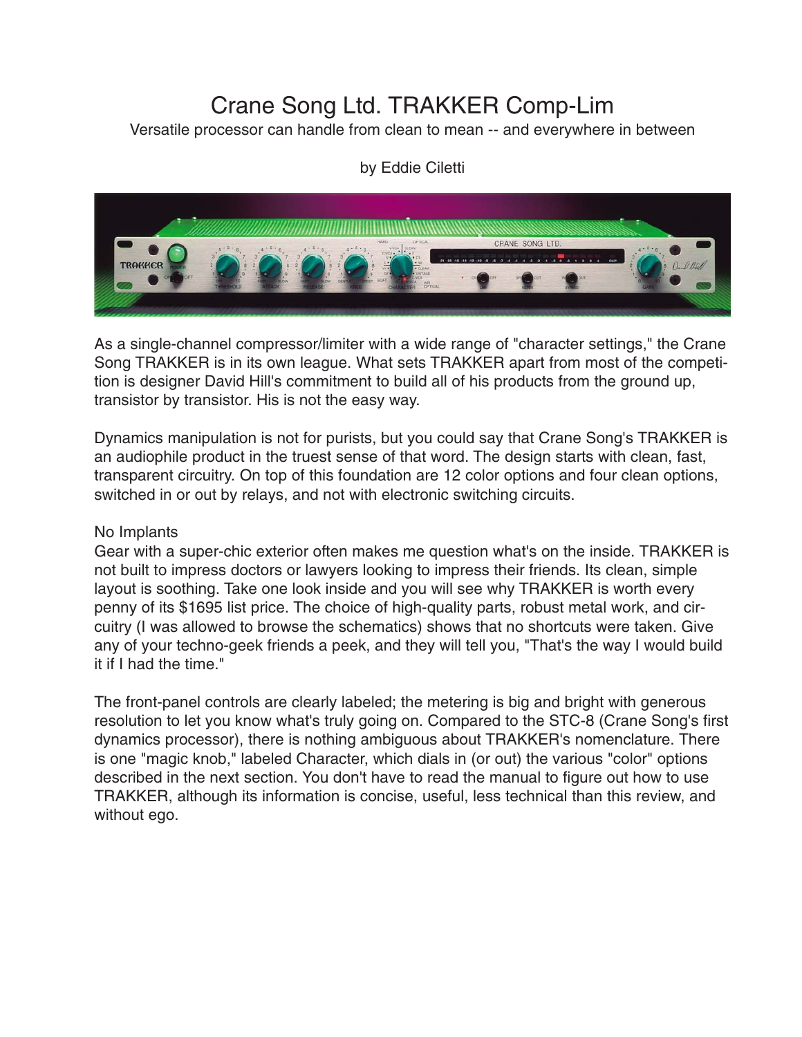# Crane Song Ltd. TRAKKER Comp-Lim

Versatile processor can handle from clean to mean -- and everywhere in between

by Eddie Ciletti

As a single-channel compressor/limiter with a wide range of "character settings," the Crane Song TRAKKER is in its own league. What sets TRAKKER apart from most of the competition is designer David Hill's commitment to build all of his products from the ground up, transistor by transistor. His is not the easy way.

Dynamics manipulation is not for purists, but you could say that Crane Song's TRAKKER is an audiophile product in the truest sense of that word. The design starts with clean, fast, transparent circuitry. On top of this foundation are 12 color options and four clean options, switched in or out by relays, and not with electronic switching circuits.

## No Implants

Gear with a super-chic exterior often makes me question what's on the inside. TRAKKER is not built to impress doctors or lawyers looking to impress their friends. Its clean, simple layout is soothing. Take one look inside and you will see why TRAKKER is worth every penny of its $1695 list price. The choice of high-quality parts, robust metal work, and circuitry (I was allowed to browse the schematics) shows that no shortcuts were taken. Give any of your techno-geek friends a peek, and they will tell you, "That's the way I would build it if I had the time."

The front-panel controls are clearly labeled; the metering is big and bright with generous resolution to let you know what's truly going on. Compared to the STC-8 (Crane Song's first dynamics processor), there is nothing ambiguous about TRAKKER's nomenclature. There is one "magic knob," labeled Character, which dials in (or out) the various "color" options described in the next section. You don't have to read the manual to figure out how to use TRAKKER, although its information is concise, useful, less technical than this review, and without ego.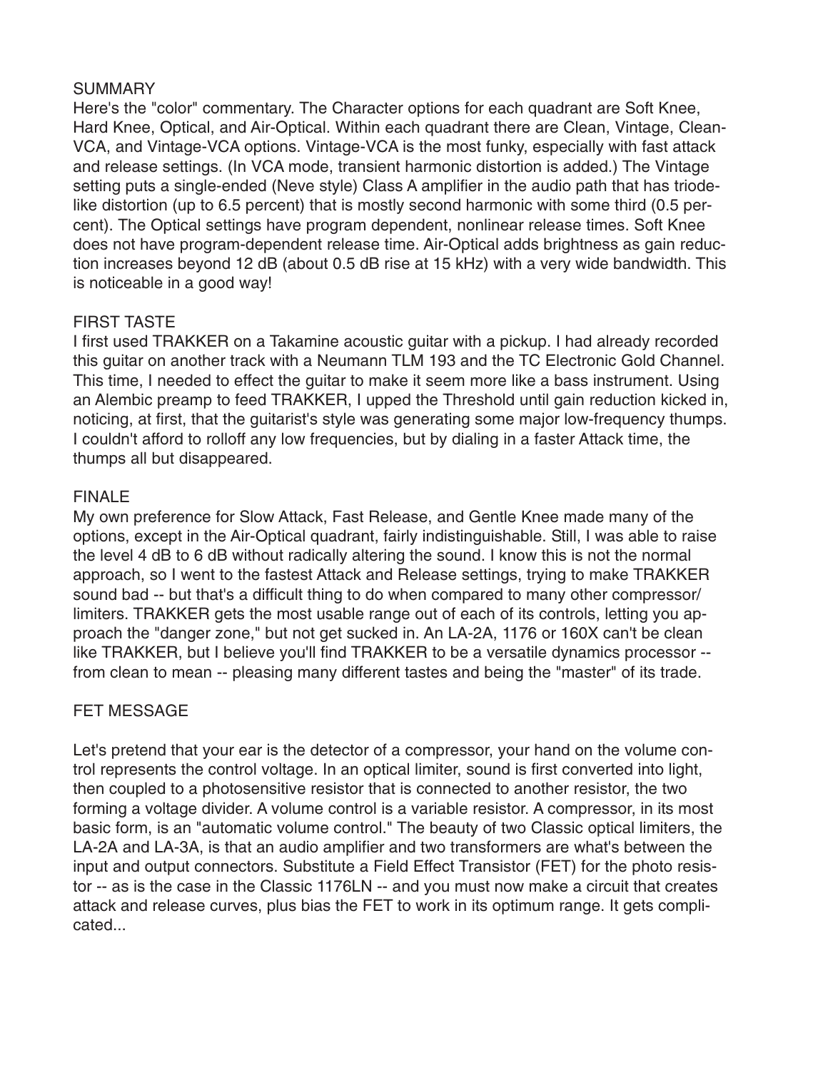## SUMMARY

Here's the "color" commentary. The Character options for each quadrant are Soft Knee, Hard Knee, Optical, and Air-Optical. Within each quadrant there are Clean, Vintage, Clean-VCA, and Vintage-VCA options. Vintage-VCA is the most funky, especially with fast attack and release settings. (In VCA mode, transient harmonic distortion is added.) The Vintage setting puts a single-ended (Neve style) Class A amplifier in the audio path that has triode-like distortion (up to 6.5 percent) that is mostly second harmonic with some third (0.5 percent). The Optical settings have program dependent, nonlinear release times. Soft Knee does not have program-dependent release time. Air-Optical adds brightness as gain reduction increases beyond 12 dB (about 0.5 dB rise at 15 kHz) with a very wide bandwidth. This is noticeable in a good way!

## FIRST TASTE

I first used TRAKKER on a Takamine acoustic guitar with a pickup. I had already recorded this guitar on another track with a Neumann TLM 193 and the TC Electronic Gold Channel. This time, I needed to effect the guitar to make it seem more like a bass instrument. Using an Alembic preamp to feed TRAKKER, I upped the Threshold until gain reduction kicked in, noticing, at first, that the guitarist's style was generating some major low-frequency thumps. I couldn't afford to rolloff any low frequencies, but by dialing in a faster Attack time, the thumps all but disappeared.

## FINALE

My own preference for Slow Attack, Fast Release, and Gentle Knee made many of the options, except in the Air-Optical quadrant, fairly indistinguishable. Still, I was able to raise the level 4 dB to 6 dB without radically altering the sound. I know this is not the normal approach, so I went to the fastest Attack and Release settings, trying to make TRAKKER sound bad -- but that's a difficult thing to do when compared to many other compressor/limiters. TRAKKER gets the most usable range out of each of its controls, letting you approach the "danger zone," but not get sucked in. An LA-2A, 1176 or 160X can't be clean like TRAKKER, but I believe you'll find TRAKKER to be a versatile dynamics processor -- from clean to mean -- pleasing many different tastes and being the "master" of its trade.

## FET MESSAGE

Let's pretend that your ear is the detector of a compressor, your hand on the volume control represents the control voltage. In an optical limiter, sound is first converted into light, then coupled to a photosensitive resistor that is connected to another resistor, the two forming a voltage divider. A volume control is a variable resistor. A compressor, in its most basic form, is an "automatic volume control." The beauty of two Classic optical limiters, the LA-2A and LA-3A, is that an audio amplifier and two transformers are what's between the input and output connectors. Substitute a Field Effect Transistor (FET) for the photo resistor -- as is the case in the Classic 1176LN -- and you must now make a circuit that creates attack and release curves, plus bias the FET to work in its optimum range. It gets complicated...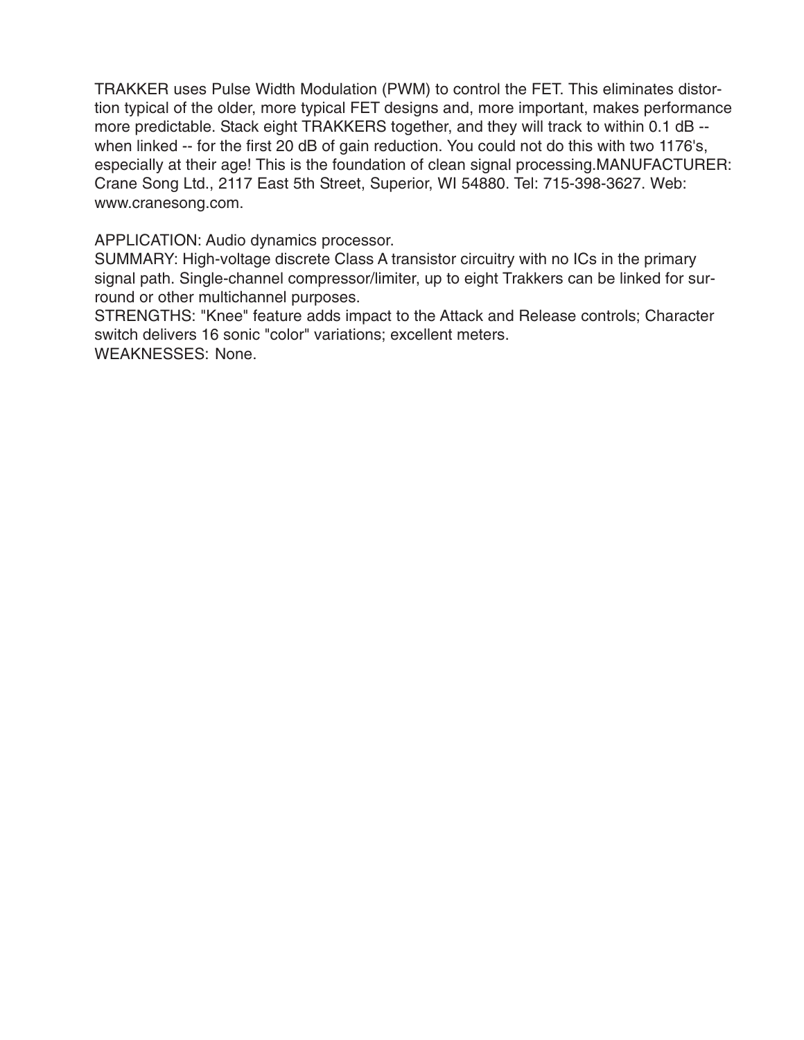TRAKKER uses Pulse Width Modulation (PWM) to control the FET. This eliminates distortion typical of the older, more typical FET designs and, more important, makes performance more predictable. Stack eight TRAKKERS together, and they will track to within 0.1 dB -- when linked -- for the first 20 dB of gain reduction. You could not do this with two 1176's, especially at their age! This is the foundation of clean signal processing.MANUFACTURER: Crane Song Ltd., 2117 East 5th Street, Superior, WI 54880. Tel: 715-398-3627. Web: www.cranesong.com.

APPLICATION: Audio dynamics processor.
SUMMARY: High-voltage discrete Class A transistor circuitry with no ICs in the primary signal path. Single-channel compressor/limiter, up to eight Trakkers can be linked for surround or other multichannel purposes.
STRENGTHS: "Knee" feature adds impact to the Attack and Release controls; Character switch delivers 16 sonic "color" variations; excellent meters.
WEAKNESSES: None.